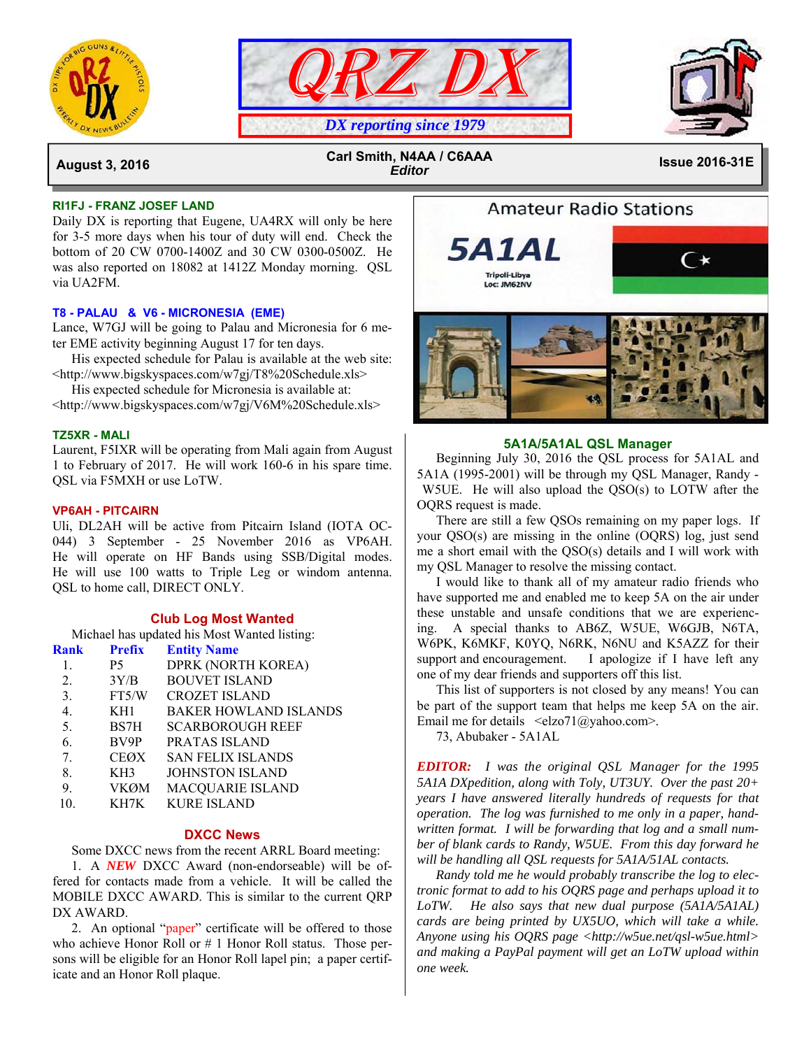# QRZ DX

*DX reporting since 1979*

**August 3, 2016** — **Carl Smith, N4AA / C6AAA**, *Editor* — **Issue 2016-31E**

### RI1FJ - FRANZ JOSEF LAND

Daily DX is reporting that Eugene, UA4RX will only be here for 3-5 more days when his tour of duty will end. Check the bottom of 20 CW 0700-1400Z and 30 CW 0300-0500Z. He was also reported on 18082 at 1412Z Monday morning. QSL via UA2FM.

### T8 - PALAU & V6 - MICRONESIA (EME)

Lance, W7GJ will be going to Palau and Micronesia for 6 meter EME activity beginning August 17 for ten days.

His expected schedule for Palau is available at the web site: <http://www.bigskyspaces.com/w7gj/T8%20Schedule.xls>

His expected schedule for Micronesia is available at: <http://www.bigskyspaces.com/w7gj/V6M%20Schedule.xls>

### TZ5XR - MALI

Laurent, F5IXR will be operating from Mali again from August 1 to February of 2017. He will work 160-6 in his spare time. QSL via F5MXH or use LoTW.

### VP6AH - PITCAIRN

Uli, DL2AH will be active from Pitcairn Island (IOTA OC-044) 3 September - 25 November 2016 as VP6AH. He will operate on HF Bands using SSB/Digital modes. He will use 100 watts to Triple Leg or windom antenna. QSL to home call, DIRECT ONLY.

### Club Log Most Wanted

Michael has updated his Most Wanted listing:

| Rank | Prefix | Entity Name |
|---|---|---|
| 1. | P5 | DPRK (NORTH KOREA) |
| 2. | 3Y/B | BOUVET ISLAND |
| 3. | FT5/W | CROZET ISLAND |
| 4. | KH1 | BAKER HOWLAND ISLANDS |
| 5. | BS7H | SCARBOROUGH REEF |
| 6. | BV9P | PRATAS ISLAND |
| 7. | CEØX | SAN FELIX ISLANDS |
| 8. | KH3 | JOHNSTON ISLAND |
| 9. | VKØM | MACQUARIE ISLAND |
| 10. | KH7K | KURE ISLAND |

### DXCC News

Some DXCC news from the recent ARRL Board meeting:

1. A ***NEW*** DXCC Award (non-endorseable) will be offered for contacts made from a vehicle. It will be called the MOBILE DXCC AWARD. This is similar to the current QRP DX AWARD.

2. An optional "paper" certificate will be offered to those who achieve Honor Roll or # 1 Honor Roll status. Those persons will be eligible for an Honor Roll lapel pin; a paper certificate and an Honor Roll plaque.

Amateur Radio Stations

5A1AL

Tripoli-Libya
Loc: JM62NV

### 5A1A/5A1AL QSL Manager

Beginning July 30, 2016 the QSL process for 5A1AL and 5A1A (1995-2001) will be through my QSL Manager, Randy - W5UE. He will also upload the QSO(s) to LOTW after the OQRS request is made.

There are still a few QSOs remaining on my paper logs. If your QSO(s) are missing in the online (OQRS) log, just send me a short email with the QSO(s) details and I will work with my QSL Manager to resolve the missing contact.

I would like to thank all of my amateur radio friends who have supported me and enabled me to keep 5A on the air under these unstable and unsafe conditions that we are experiencing. A special thanks to AB6Z, W5UE, W6GJB, N6TA, W6PK, K6MKF, K0YQ, N6RK, N6NU and K5AZZ for their support and encouragement. I apologize if I have left any one of my dear friends and supporters off this list.

This list of supporters is not closed by any means! You can be part of the support team that helps me keep 5A on the air. Email me for details <elzo71@yahoo.com>.

73, Abubaker - 5A1AL

***EDITOR:*** *I was the original QSL Manager for the 1995 5A1A DXpedition, along with Toly, UT3UY. Over the past 20+ years I have answered literally hundreds of requests for that operation. The log was furnished to me only in a paper, hand-written format. I will be forwarding that log and a small number of blank cards to Randy, W5UE. From this day forward he will be handling all QSL requests for 5A1A/5A1AL contacts.*

*Randy told me he would probably transcribe the log to electronic format to add to his OQRS page and perhaps upload it to LoTW. He also says that new dual purpose (5A1A/5A1AL) cards are being printed by UX5UO, which will take a while. Anyone using his OQRS page <http://w5ue.net/qsl-w5ue.html> and making a PayPal payment will get an LoTW upload within one week.*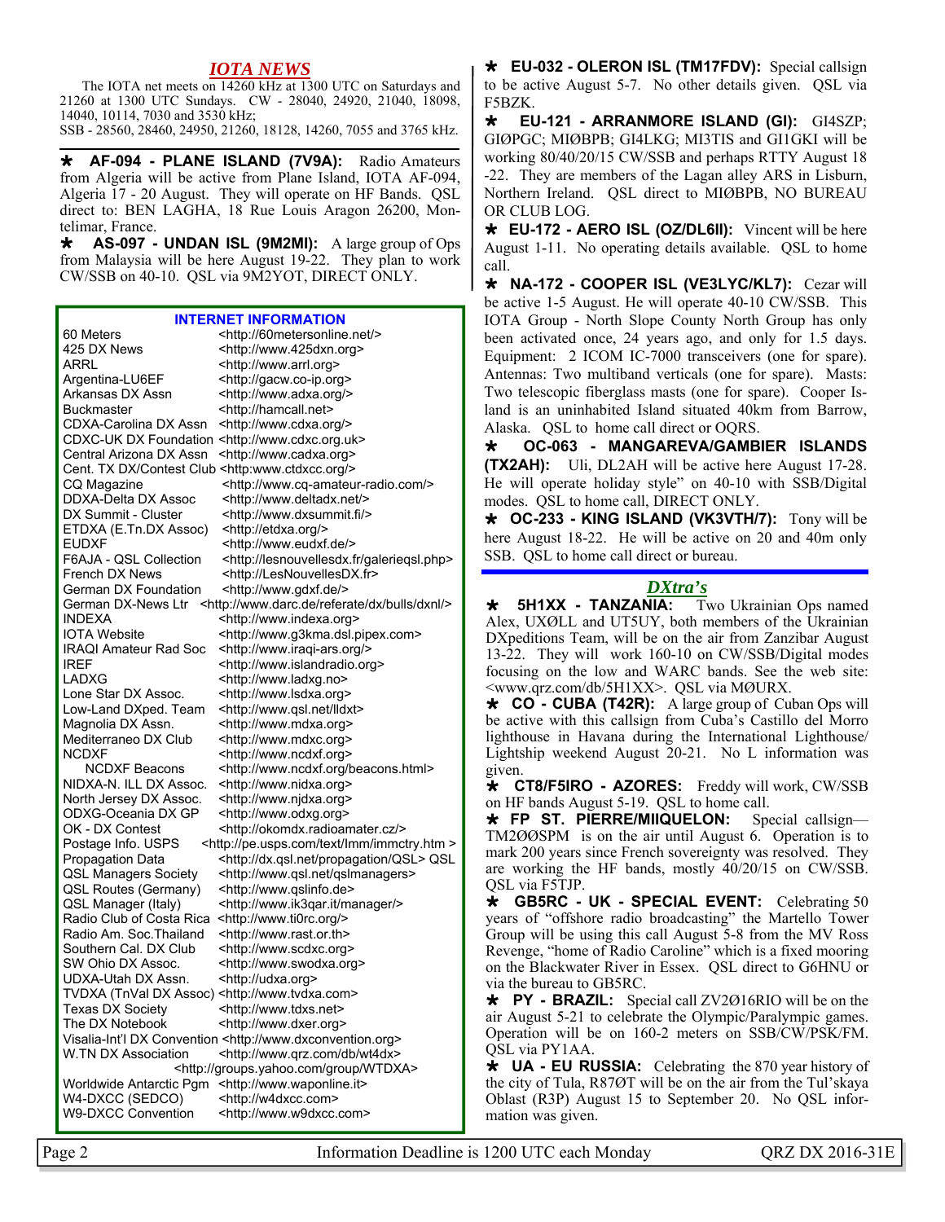## *IOTA NEWS*

The IOTA net meets on 14260 kHz at 1300 UTC on Saturdays and 21260 at 1300 UTC Sundays. CW - 28040, 24920, 21040, 18098, 14040, 10114, 7030 and 3530 kHz;
SSB - 28560, 28460, 24950, 21260, 18128, 14260, 7055 and 3765 kHz.

**★ AF-094 - PLANE ISLAND (7V9A):** Radio Amateurs from Algeria will be active from Plane Island, IOTA AF-094, Algeria 17 - 20 August. They will operate on HF Bands. QSL direct to: BEN LAGHA, 18 Rue Louis Aragon 26200, Montelimar, France.

**★ AS-097 - UNDAN ISL (9M2MI):** A large group of Ops from Malaysia will be here August 19-22. They plan to work CW/SSB on 40-10. QSL via 9M2YOT, DIRECT ONLY.

### INTERNET INFORMATION

| | |
|---|---|
| 60 Meters | <http://60metersonline.net/> |
| 425 DX News | <http://www.425dxn.org> |
| ARRL | <http://www.arrl.org> |
| Argentina-LU6EF | <http://gacw.co-ip.org> |
| Arkansas DX Assn | <http://www.adxa.org/> |
| Buckmaster | <http://hamcall.net> |
| CDXA-Carolina DX Assn | <http://www.cdxa.org/> |
| CDXC-UK DX Foundation | <http://www.cdxc.org.uk> |
| Central Arizona DX Assn | <http://www.cadxa.org> |
| Cent. TX DX/Contest Club | <http:www.ctdxcc.org/> |
| CQ Magazine | <http://www.cq-amateur-radio.com/> |
| DDXA-Delta DX Assoc | <http://www.deltadx.net/> |
| DX Summit - Cluster | <http://www.dxsummit.fi/> |
| ETDXA (E.Tn.DX Assoc) | <http://etdxa.org/> |
| EUDXF | <http://www.eudxf.de/> |
| F6AJA - QSL Collection | <http://lesnouvellesdx.fr/galerieqsl.php> |
| French DX News | <http://LesNouvellesDX.fr> |
| German DX Foundation | <http://www.gdxf.de/> |
| German DX-News Ltr | <http://www.darc.de/referate/dx/bulls/dxnl/> |
| INDEXA | <http://www.indexa.org> |
| IOTA Website | <http://www.g3kma.dsl.pipex.com> |
| IRAQI Amateur Rad Soc | <http://www.iraqi-ars.org/> |
| IREF | <http://www.islandradio.org> |
| LADXG | <http://www.ladxg.no> |
| Lone Star DX Assoc. | <http://www.lsdxa.org> |
| Low-Land DXped. Team | <http://www.qsl.net/lldxt> |
| Magnolia DX Assn. | <http://www.mdxa.org> |
| Mediterraneo DX Club | <http://www.mdxc.org> |
| NCDXF | <http://www.ncdxf.org> |
| NCDXF Beacons | <http://www.ncdxf.org/beacons.html> |
| NIDXA-N. ILL DX Assoc. | <http://www.nidxa.org> |
| North Jersey DX Assoc. | <http://www.njdxa.org> |
| ODXG-Oceania DX GP | <http://www.odxg.org> |
| OK - DX Contest | <http://okomdx.radioamater.cz/> |
| Postage Info. USPS | <http://pe.usps.com/text/Imm/immctry.htm > |
| Propagation Data | <http://dx.qsl.net/propagation/QSL> QSL |
| QSL Managers Society | <http://www.qsl.net/qslmanagers> |
| QSL Routes (Germany) | <http://www.qslinfo.de> |
| QSL Manager (Italy) | <http://www.ik3qar.it/manager/> |
| Radio Club of Costa Rica | <http://www.ti0rc.org/> |
| Radio Am. Soc.Thailand | <http://www.rast.or.th> |
| Southern Cal. DX Club | <http://www.scdxc.org> |
| SW Ohio DX Assoc. | <http://www.swodxa.org> |
| UDXA-Utah DX Assn. | <http://udxa.org> |
| TVDXA (TnVal DX Assoc) | <http://www.tvdxa.com> |
| Texas DX Society | <http://www.tdxs.net> |
| The DX Notebook | <http://www.dxer.org> |
| Visalia-Int'l DX Convention | <http://www.dxconvention.org> |
| W.TN DX Association | <http://www.qrz.com/db/wt4dx> <http://groups.yahoo.com/group/WTDXA> |
| Worldwide Antarctic Pgm | <http://www.waponline.it> |
| W4-DXCC (SEDCO) | <http://w4dxcc.com> |
| W9-DXCC Convention | <http://www.w9dxcc.com> |

**★ EU-032 - OLERON ISL (TM17FDV):** Special callsign to be active August 5-7. No other details given. QSL via F5BZK.

**★ EU-121 - ARRANMORE ISLAND (GI):** GI4SZP; GIØPGC; MIØBPB; GI4LKG; MI3TIS and GI1GKI will be working 80/40/20/15 CW/SSB and perhaps RTTY August 18 -22. They are members of the Lagan alley ARS in Lisburn, Northern Ireland. QSL direct to MIØBPB, NO BUREAU OR CLUB LOG.

**★ EU-172 - AERO ISL (OZ/DL6II):** Vincent will be here August 1-11. No operating details available. QSL to home call.

**★ NA-172 - COOPER ISL (VE3LYC/KL7):** Cezar will be active 1-5 August. He will operate 40-10 CW/SSB. This IOTA Group - North Slope County North Group has only been activated once, 24 years ago, and only for 1.5 days. Equipment: 2 ICOM IC-7000 transceivers (one for spare). Antennas: Two multiband verticals (one for spare). Masts: Two telescopic fiberglass masts (one for spare). Cooper Island is an uninhabited Island situated 40km from Barrow, Alaska. QSL to home call direct or OQRS.

**★ OC-063 - MANGAREVA/GAMBIER ISLANDS (TX2AH):** Uli, DL2AH will be active here August 17-28. He will operate holiday style" on 40-10 with SSB/Digital modes. QSL to home call, DIRECT ONLY.

**★ OC-233 - KING ISLAND (VK3VTH/7):** Tony will be here August 18-22. He will be active on 20 and 40m only SSB. QSL to home call direct or bureau.

## *DXtra's*

**★ 5H1XX - TANZANIA:** Two Ukrainian Ops named Alex, UXØLL and UT5UY, both members of the Ukrainian DXpeditions Team, will be on the air from Zanzibar August 13-22. They will work 160-10 on CW/SSB/Digital modes focusing on the low and WARC bands. See the web site: <www.qrz.com/db/5H1XX>. QSL via MØURX.

**★ CO - CUBA (T42R):** A large group of Cuban Ops will be active with this callsign from Cuba's Castillo del Morro lighthouse in Havana during the International Lighthouse/ Lightship weekend August 20-21. No L information was given.

**★ CT8/F5IRO - AZORES:** Freddy will work, CW/SSB on HF bands August 5-19. QSL to home call.

**★ FP ST. PIERRE/MIIQUELON:** Special callsign—TM2ØØSPM is on the air until August 6. Operation is to mark 200 years since French sovereignty was resolved. They are working the HF bands, mostly 40/20/15 on CW/SSB. QSL via F5TJP.

**★ GB5RC - UK - SPECIAL EVENT:** Celebrating 50 years of "offshore radio broadcasting" the Martello Tower Group will be using this call August 5-8 from the MV Ross Revenge, "home of Radio Caroline" which is a fixed mooring on the Blackwater River in Essex. QSL direct to G6HNU or via the bureau to GB5RC.

**★ PY - BRAZIL:** Special call ZV2Ø16RIO will be on the air August 5-21 to celebrate the Olympic/Paralympic games. Operation will be on 160-2 meters on SSB/CW/PSK/FM. QSL via PY1AA.

**★ UA - EU RUSSIA:** Celebrating the 870 year history of the city of Tula, R87ØT will be on the air from the Tul'skaya Oblast (R3P) August 15 to September 20. No QSL information was given.

Information Deadline is 1200 UTC each Monday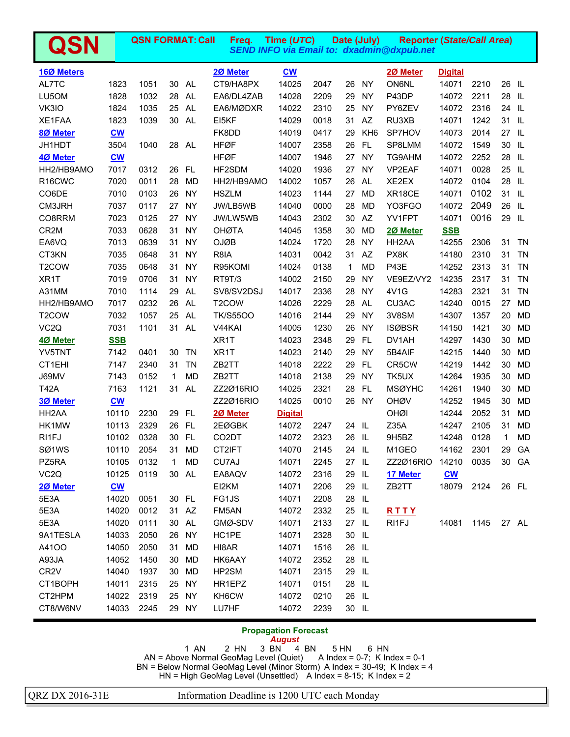# QSN

**QSN FORMAT: Call Freq. Time (UTC) Date (July) Reporter (State/Call Area)**
*SEND INFO via Email to: dxadmin@dxpub.net*

**16Ø Meters**

| Call | Freq. | Time | Date | Reporter |
|---|---|---|---|---|
| AL7TC | 1823 | 1051 | 30 | AL |
| LU5OM | 1828 | 1032 | 28 | AL |
| VK3IO | 1824 | 1035 | 25 | AL |
| XE1FAA | 1823 | 1039 | 30 | AL |

**8Ø Meter CW**

| Call | Freq. | Time | Date | Reporter |
|---|---|---|---|---|
| JH1HDT | 3504 | 1040 | 28 | AL |

**4Ø Meter CW**

| Call | Freq. | Time | Date | Reporter |
|---|---|---|---|---|
| HH2/HB9AMO | 7017 | 0312 | 26 | FL |
| R16CWC | 7020 | 0011 | 28 | MD |
| CO6DE | 7010 | 0103 | 26 | NY |
| CM3JRH | 7037 | 0117 | 27 | NY |
| CO8RRM | 7023 | 0125 | 27 | NY |
| CR2M | 7033 | 0628 | 31 | NY |
| EA6VQ | 7013 | 0639 | 31 | NY |
| CT3KN | 7035 | 0648 | 31 | NY |
| T2COW | 7035 | 0648 | 31 | NY |
| XR1T | 7019 | 0706 | 31 | NY |
| A31MM | 7010 | 1114 | 29 | AL |
| HH2/HB9AMO | 7017 | 0232 | 26 | AL |
| T2COW | 7032 | 1057 | 25 | AL |
| VC2Q | 7031 | 1101 | 31 | AL |

**4Ø Meter SSB**

| Call | Freq. | Time | Date | Reporter |
|---|---|---|---|---|
| YV5TNT | 7142 | 0401 | 30 | TN |
| CT1EHI | 7147 | 2340 | 31 | TN |
| J69MV | 7143 | 0152 | 1 | MD |
| T42A | 7163 | 1121 | 31 | AL |

**3Ø Meter CW**

| Call | Freq. | Time | Date | Reporter |
|---|---|---|---|---|
| HH2AA | 10110 | 2230 | 29 | FL |
| HK1MW | 10113 | 2329 | 26 | FL |
| RI1FJ | 10102 | 0328 | 30 | FL |
| SØ1WS | 10110 | 2054 | 31 | MD |
| PZ5RA | 10105 | 0132 | 1 | MD |
| VC2Q | 10125 | 0119 | 30 | AL |

**2Ø Meter CW**

| Call | Freq. | Time | Date | Reporter |
|---|---|---|---|---|
| 5E3A | 14020 | 0051 | 30 | FL |
| 5E3A | 14020 | 0012 | 31 | AZ |
| 5E3A | 14020 | 0111 | 30 | AL |
| 9A1TESLA | 14033 | 2050 | 26 | NY |
| A41OO | 14050 | 2050 | 31 | MD |
| A93JA | 14052 | 1450 | 30 | MD |
| CR2V | 14040 | 1937 | 30 | MD |
| CT1BOPH | 14011 | 2315 | 25 | NY |
| CT2HPM | 14022 | 2319 | 25 | NY |
| CT8/W6NV | 14033 | 2245 | 29 | NY |
| CT9/HA8PX | 14025 | 2047 | 26 | NY |
| EA6/DL4ZAB | 14028 | 2209 | 29 | NY |
| EA6/MØDXR | 14022 | 2310 | 25 | NY |
| EI5KF | 14029 | 0018 | 31 | AZ |
| FK8DD | 14019 | 0417 | 29 | KH6 |
| HFØF | 14007 | 2358 | 26 | FL |
| HFØF | 14007 | 1946 | 27 | NY |
| HF2SDM | 14020 | 1936 | 27 | NY |
| HH2/HB9AMO | 14002 | 1057 | 26 | AL |
| HSZLM | 14023 | 1144 | 27 | MD |
| JW/LB5WB | 14040 | 0000 | 28 | MD |
| JW/LW5WB | 14043 | 2302 | 30 | AZ |
| OHØTA | 14045 | 1358 | 30 | MD |
| OJØB | 14024 | 1720 | 28 | NY |
| R8IA | 14031 | 0042 | 31 | AZ |
| R95KOMI | 14024 | 0138 | 1 | MD |
| RT9T/3 | 14002 | 2150 | 29 | NY |
| SV8/SV2DSJ | 14017 | 2336 | 28 | NY |
| T2COW | 14026 | 2229 | 28 | AL |
| TK/S55OO | 14016 | 2144 | 29 | NY |
| V44KAI | 14005 | 1230 | 26 | NY |
| XR1T | 14023 | 2348 | 29 | FL |
| XR1T | 14023 | 2140 | 29 | NY |
| ZB2TT | 14018 | 2222 | 29 | FL |
| ZB2TT | 14018 | 2138 | 29 | NY |
| ZZ2Ø16RIO | 14025 | 2321 | 28 | FL |
| ZZ2Ø16RIO | 14025 | 0010 | 26 | NY |

**2Ø Meter Digital**

| Call | Freq. | Time | Date | Reporter |
|---|---|---|---|---|
| 2EØGBK | 14072 | 2247 | 24 | IL |
| CO2DT | 14072 | 2323 | 26 | IL |
| CT2IFT | 14070 | 2145 | 24 | IL |
| CU7AJ | 14071 | 2245 | 27 | IL |
| EA8AQV | 14072 | 2316 | 29 | IL |
| EI2KM | 14071 | 2206 | 29 | IL |
| FG1JS | 14071 | 2208 | 28 | IL |
| FM5AN | 14072 | 2332 | 25 | IL |
| GMØ-SDV | 14071 | 2133 | 27 | IL |
| HC1PE | 14071 | 2328 | 30 | IL |
| HI8AR | 14071 | 1516 | 26 | IL |
| HK6AAY | 14072 | 2352 | 28 | IL |
| HP2SM | 14071 | 2315 | 29 | IL |
| HR1EPZ | 14071 | 0151 | 28 | IL |
| KH6CW | 14072 | 0210 | 26 | IL |
| LU7HF | 14072 | 2239 | 30 | IL |
| ON6NL | 14071 | 2210 | 26 | IL |
| P43DP | 14072 | 2211 | 28 | IL |
| PY6ZEV | 14072 | 2316 | 24 | IL |
| RU3XB | 14071 | 1242 | 31 | IL |
| SP7HOV | 14073 | 2014 | 27 | IL |
| SP8LMM | 14072 | 1549 | 30 | IL |
| TG9AHM | 14072 | 2252 | 28 | IL |
| VP2EAF | 14071 | 0028 | 25 | IL |
| XE2EX | 14072 | 0104 | 28 | IL |
| XR18CE | 14071 | 0102 | 31 | IL |
| YO3FGO | 14072 | 2049 | 26 | IL |
| YV1FPT | 14071 | 0016 | 29 | IL |

**2Ø Meter SSB**

| Call | Freq. | Time | Date | Reporter |
|---|---|---|---|---|
| HH2AA | 14255 | 2306 | 31 | TN |
| PX8K | 14180 | 2310 | 31 | TN |
| P43E | 14252 | 2313 | 31 | TN |
| VE9EZ/VY2 | 14235 | 2317 | 31 | TN |
| 4V1G | 14283 | 2321 | 31 | TN |
| CU3AC | 14240 | 0015 | 27 | MD |
| 3V8SM | 14307 | 1357 | 20 | MD |
| ISØBSR | 14150 | 1421 | 30 | MD |
| DV1AH | 14297 | 1430 | 30 | MD |
| 5B4AIF | 14215 | 1440 | 30 | MD |
| CR5CW | 14219 | 1442 | 30 | MD |
| TK5UX | 14264 | 1935 | 30 | MD |
| MSØYHC | 14261 | 1940 | 30 | MD |
| OHØV | 14252 | 1945 | 30 | MD |
| OHØI | 14244 | 2052 | 31 | MD |
| Z35A | 14247 | 2105 | 31 | MD |
| 9H5BZ | 14248 | 0128 | 1 | MD |
| M1GEO | 14162 | 2301 | 29 | GA |
| ZZ2Ø16RIO | 14210 | 0035 | 30 | GA |

**17 Meter CW**

| Call | Freq. | Time | Date | Reporter |
|---|---|---|---|---|
| ZB2TT | 18079 | 2124 | 26 | FL |

**R T T Y**

| Call | Freq. | Time | Date | Reporter |
|---|---|---|---|---|
| RI1FJ | 14081 | 1145 | 27 | AL |

**Propagation Forecast**
*August*

1 AN 2 HN 3 BN 4 BN 5 HN 6 HN

AN = Above Normal GeoMag Level (Quiet) A Index = 0-7; K Index = 0-1
BN = Below Normal GeoMag Level (Minor Storm) A Index = 30-49; K Index = 4
HN = High GeoMag Level (Unsettled) A Index = 8-15; K Index = 2

QRZ DX 2016-31E Information Deadline is 1200 UTC each Monday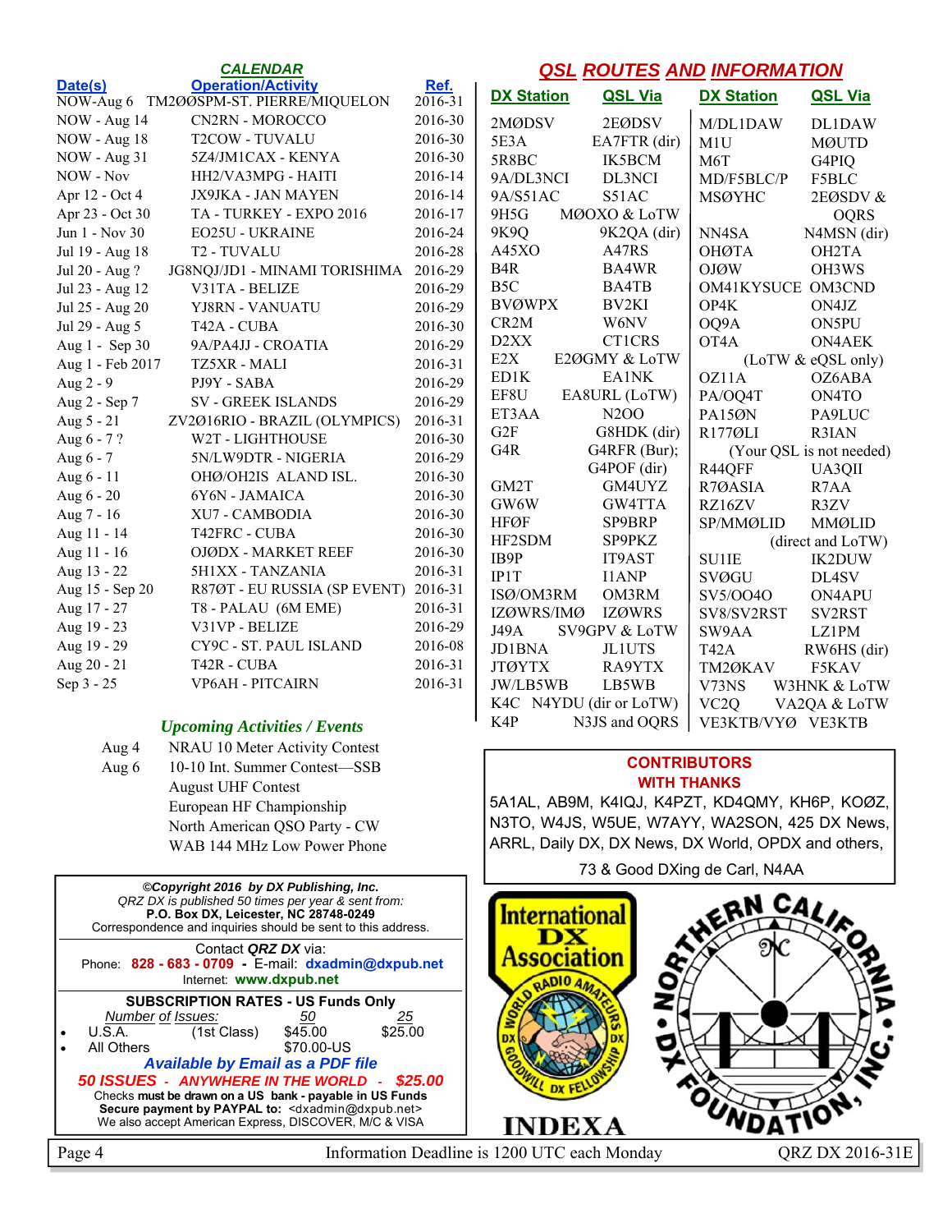## CALENDAR

| Date(s) | Operation/Activity | Ref. |
|---|---|---|
| NOW-Aug 6 | TM2ØØSPM-ST. PIERRE/MIQUELON | 2016-31 |
| NOW - Aug 14 | CN2RN - MOROCCO | 2016-30 |
| NOW - Aug 18 | T2COW - TUVALU | 2016-30 |
| NOW - Aug 31 | 5Z4/JM1CAX - KENYA | 2016-30 |
| NOW - Nov | HH2/VA3MPG - HAITI | 2016-14 |
| Apr 12 - Oct 4 | JX9JKA - JAN MAYEN | 2016-14 |
| Apr 23 - Oct 30 | TA - TURKEY - EXPO 2016 | 2016-17 |
| Jun 1 - Nov 30 | EO25U - UKRAINE | 2016-24 |
| Jul 19 - Aug 18 | T2 - TUVALU | 2016-28 |
| Jul 20 - Aug ? | JG8NQJ/JD1 - MINAMI TORISHIMA | 2016-29 |
| Jul 23 - Aug 12 | V31TA - BELIZE | 2016-29 |
| Jul 25 - Aug 20 | YJ8RN - VANUATU | 2016-29 |
| Jul 29 - Aug 5 | T42A - CUBA | 2016-30 |
| Aug 1 - Sep 30 | 9A/PA4JJ - CROATIA | 2016-29 |
| Aug 1 - Feb 2017 | TZ5XR - MALI | 2016-31 |
| Aug 2 - 9 | PJ9Y - SABA | 2016-29 |
| Aug 2 - Sep 7 | SV - GREEK ISLANDS | 2016-29 |
| Aug 5 - 21 | ZV2Ø16RIO - BRAZIL (OLYMPICS) | 2016-31 |
| Aug 6 - 7 ? | W2T - LIGHTHOUSE | 2016-30 |
| Aug 6 - 7 | 5N/LW9DTR - NIGERIA | 2016-29 |
| Aug 6 - 11 | OHØ/OH2IS ALAND ISL. | 2016-30 |
| Aug 6 - 20 | 6Y6N - JAMAICA | 2016-30 |
| Aug 7 - 16 | XU7 - CAMBODIA | 2016-30 |
| Aug 11 - 14 | T42FRC - CUBA | 2016-30 |
| Aug 11 - 16 | OJØDX - MARKET REEF | 2016-30 |
| Aug 13 - 22 | 5H1XX - TANZANIA | 2016-31 |
| Aug 15 - Sep 20 | R87ØT - EU RUSSIA (SP EVENT) | 2016-31 |
| Aug 17 - 27 | T8 - PALAU (6M EME) | 2016-31 |
| Aug 19 - 23 | V31VP - BELIZE | 2016-29 |
| Aug 19 - 29 | CY9C - ST. PAUL ISLAND | 2016-08 |
| Aug 20 - 21 | T42R - CUBA | 2016-31 |
| Sep 3 - 25 | VP6AH - PITCAIRN | 2016-31 |

### *Upcoming Activities / Events*

| | |
|---|---|
| Aug 4 | NRAU 10 Meter Activity Contest |
| Aug 6 | 10-10 Int. Summer Contest—SSB |
| | August UHF Contest |
| | European HF Championship |
| | North American QSO Party - CW |
| | WAB 144 MHz Low Power Phone |

## *QSL ROUTES AND INFORMATION*

| DX Station | QSL Via | DX Station | QSL Via |
|---|---|---|---|
| 2MØDSV | 2EØDSV | M/DL1DAW | DL1DAW |
| 5E3A | EA7FTR (dir) | M1U | MØUTD |
| 5R8BC | IK5BCM | M6T | G4PIQ |
| 9A/DL3NCI | DL3NCI | MD/F5BLC/P | F5BLC |
| 9A/S51AC | S51AC | MSØYHC | 2EØSDV & OQRS |
| 9H5G | MØOXO & LoTW | NN4SA | N4MSN (dir) |
| 9K9Q | 9K2QA (dir) | OHØTA | OH2TA |
| A45XO | A47RS | OJØW | OH3WS |
| B4R | BA4WR | OM41KYSUCE | OM3CND |
| B5C | BA4TB | OP4K | ON4JZ |
| BVØWPX | BV2KI | OQ9A | ON5PU |
| CR2M | W6NV | OT4A | ON4AEK (LoTW & eQSL only) |
| D2XX | CT1CRS | OZ11A | OZ6ABA |
| E2X | E2ØGMY & LoTW | PA/OQ4T | ON4TO |
| ED1K | EA1NK | PA15ØN | PA9LUC |
| EF8U | EA8URL (LoTW) | R177ØLI | R3IAN (Your QSL is not needed) |
| ET3AA | N2OO | R44QFF | UA3QII |
| G2F | G8HDK (dir) | R7ØASIA | R7AA |
| G4R | G4RFR (Bur); G4POF (dir) | RZ16ZV | R3ZV |
| GM2T | GM4UYZ | SP/MMØLID | MMØLID (direct and LoTW) |
| GW6W | GW4TTA | SU1IE | IK2DUW |
| HFØF | SP9BRP | SVØGU | DL4SV |
| HF2SDM | SP9PKZ | SV5/OO4O | ON4APU |
| IB9P | IT9AST | SV8/SV2RST | SV2RST |
| IP1T | I1ANP | SW9AA | LZ1PM |
| ISØ/OM3RM | OM3RM | T42A | RW6HS (dir) |
| IZØWRS/IMØ | IZØWRS | TM2ØKAV | F5KAV |
| J49A | SV9GPV & LoTW | V73NS | W3HNK & LoTW |
| JD1BNA | JL1UTS | VC2Q | VA2QA & LoTW |
| JTØYTX | RA9YTX | VE3KTB/VYØ | VE3KTB |
| JW/LB5WB | LB5WB | | |
| K4C | N4YDU (dir or LoTW) | | |
| K4P | N3JS and OQRS | | |

**CONTRIBUTORS WITH THANKS**

5A1AL, AB9M, K4IQJ, K4PZT, KD4QMY, KH6P, KOØZ, N3TO, W4JS, W5UE, W7AYY, WA2SON, 425 DX News, ARRL, Daily DX, DX News, DX World, OPDX and others,

73 & Good DXing de Carl, N4AA

International DX Association — World Radio Amateurs Goodwill DX Fellowship — INDEXA

Northern California DX Foundation, Inc.

---

***©Copyright 2016 by DX Publishing, Inc.***
*QRZ DX is published 50 times per year & sent from:*
**P.O. Box DX, Leicester, NC 28748-0249**
Correspondence and inquiries should be sent to this address.

Contact ***QRZ DX*** via:
Phone: **828 - 683 - 0709** - E-mail: **dxadmin@dxpub.net**
Internet: **www.dxpub.net**

**SUBSCRIPTION RATES - US Funds Only**

| *Number of Issues:* | | *50* | *25* |
|---|---|---|---|
| U.S.A. | (1st Class) | $45.00 | $25.00 |
| All Others | | $70.00-US | |

***Available by Email as a PDF file***
***50 ISSUES - ANYWHERE IN THE WORLD - $25.00***

Checks **must be drawn on a US bank - payable in US Funds**
**Secure payment by PAYPAL to:** <dxadmin@dxpub.net>
We also accept American Express, DISCOVER, M/C & VISA

Information Deadline is 1200 UTC each Monday